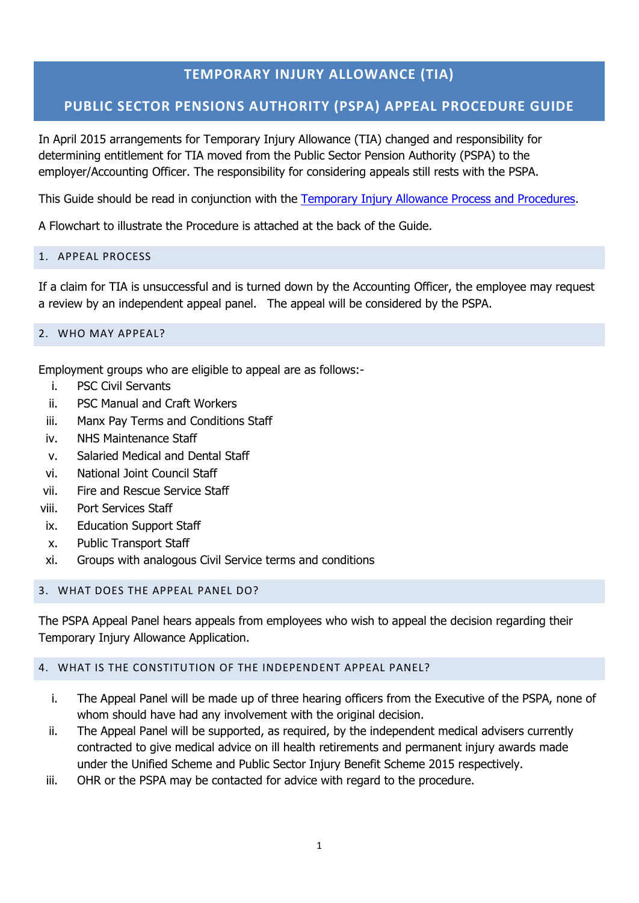# TEMPORARY INJURY ALLOWANCE (TIA)

# PUBLIC SECTOR PENSIONS AUTHORITY (PSPA) APPEAL PROCEDURE GUIDE

In April 2015 arrangements for Temporary Injury Allowance (TIA) changed and responsibility for determining entitlement for TIA moved from the Public Sector Pension Authority (PSPA) to the employer/Accounting Officer. The responsibility for considering appeals still rests with the PSPA.

This Guide should be read in conjunction with the [Temporary Injury Allowance Process and Procedures](#).

A Flowchart to illustrate the Procedure is attached at the back of the Guide.

## 1. APPEAL PROCESS

If a claim for TIA is unsuccessful and is turned down by the Accounting Officer, the employee may request a review by an independent appeal panel. The appeal will be considered by the PSPA.

## 2. WHO MAY APPEAL?

Employment groups who are eligible to appeal are as follows:-

i. PSC Civil Servants
ii. PSC Manual and Craft Workers
iii. Manx Pay Terms and Conditions Staff
iv. NHS Maintenance Staff
v. Salaried Medical and Dental Staff
vi. National Joint Council Staff
vii. Fire and Rescue Service Staff
viii. Port Services Staff
ix. Education Support Staff
x. Public Transport Staff
xi. Groups with analogous Civil Service terms and conditions

## 3. WHAT DOES THE APPEAL PANEL DO?

The PSPA Appeal Panel hears appeals from employees who wish to appeal the decision regarding their Temporary Injury Allowance Application.

## 4. WHAT IS THE CONSTITUTION OF THE INDEPENDENT APPEAL PANEL?

i. The Appeal Panel will be made up of three hearing officers from the Executive of the PSPA, none of whom should have had any involvement with the original decision.
ii. The Appeal Panel will be supported, as required, by the independent medical advisers currently contracted to give medical advice on ill health retirements and permanent injury awards made under the Unified Scheme and Public Sector Injury Benefit Scheme 2015 respectively.
iii. OHR or the PSPA may be contacted for advice with regard to the procedure.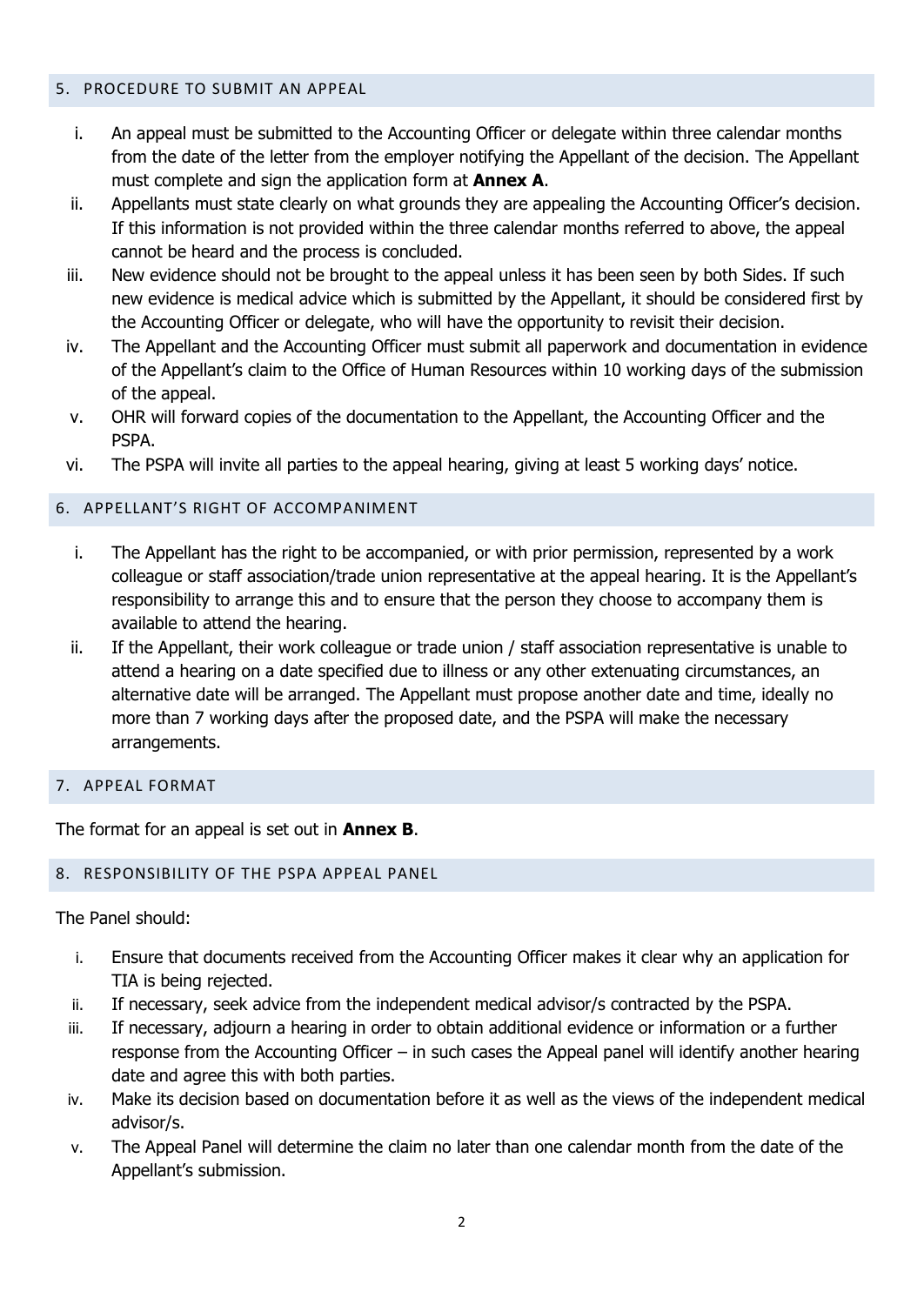## 5. PROCEDURE TO SUBMIT AN APPEAL

i. An appeal must be submitted to the Accounting Officer or delegate within three calendar months from the date of the letter from the employer notifying the Appellant of the decision. The Appellant must complete and sign the application form at **Annex A**.

ii. Appellants must state clearly on what grounds they are appealing the Accounting Officer's decision. If this information is not provided within the three calendar months referred to above, the appeal cannot be heard and the process is concluded.

iii. New evidence should not be brought to the appeal unless it has been seen by both Sides. If such new evidence is medical advice which is submitted by the Appellant, it should be considered first by the Accounting Officer or delegate, who will have the opportunity to revisit their decision.

iv. The Appellant and the Accounting Officer must submit all paperwork and documentation in evidence of the Appellant's claim to the Office of Human Resources within 10 working days of the submission of the appeal.

v. OHR will forward copies of the documentation to the Appellant, the Accounting Officer and the PSPA.

vi. The PSPA will invite all parties to the appeal hearing, giving at least 5 working days' notice.

## 6. APPELLANT'S RIGHT OF ACCOMPANIMENT

i. The Appellant has the right to be accompanied, or with prior permission, represented by a work colleague or staff association/trade union representative at the appeal hearing. It is the Appellant's responsibility to arrange this and to ensure that the person they choose to accompany them is available to attend the hearing.

ii. If the Appellant, their work colleague or trade union / staff association representative is unable to attend a hearing on a date specified due to illness or any other extenuating circumstances, an alternative date will be arranged. The Appellant must propose another date and time, ideally no more than 7 working days after the proposed date, and the PSPA will make the necessary arrangements.

## 7. APPEAL FORMAT

The format for an appeal is set out in **Annex B**.

## 8. RESPONSIBILITY OF THE PSPA APPEAL PANEL

The Panel should:

i. Ensure that documents received from the Accounting Officer makes it clear why an application for TIA is being rejected.

ii. If necessary, seek advice from the independent medical advisor/s contracted by the PSPA.

iii. If necessary, adjourn a hearing in order to obtain additional evidence or information or a further response from the Accounting Officer – in such cases the Appeal panel will identify another hearing date and agree this with both parties.

iv. Make its decision based on documentation before it as well as the views of the independent medical advisor/s.

v. The Appeal Panel will determine the claim no later than one calendar month from the date of the Appellant's submission.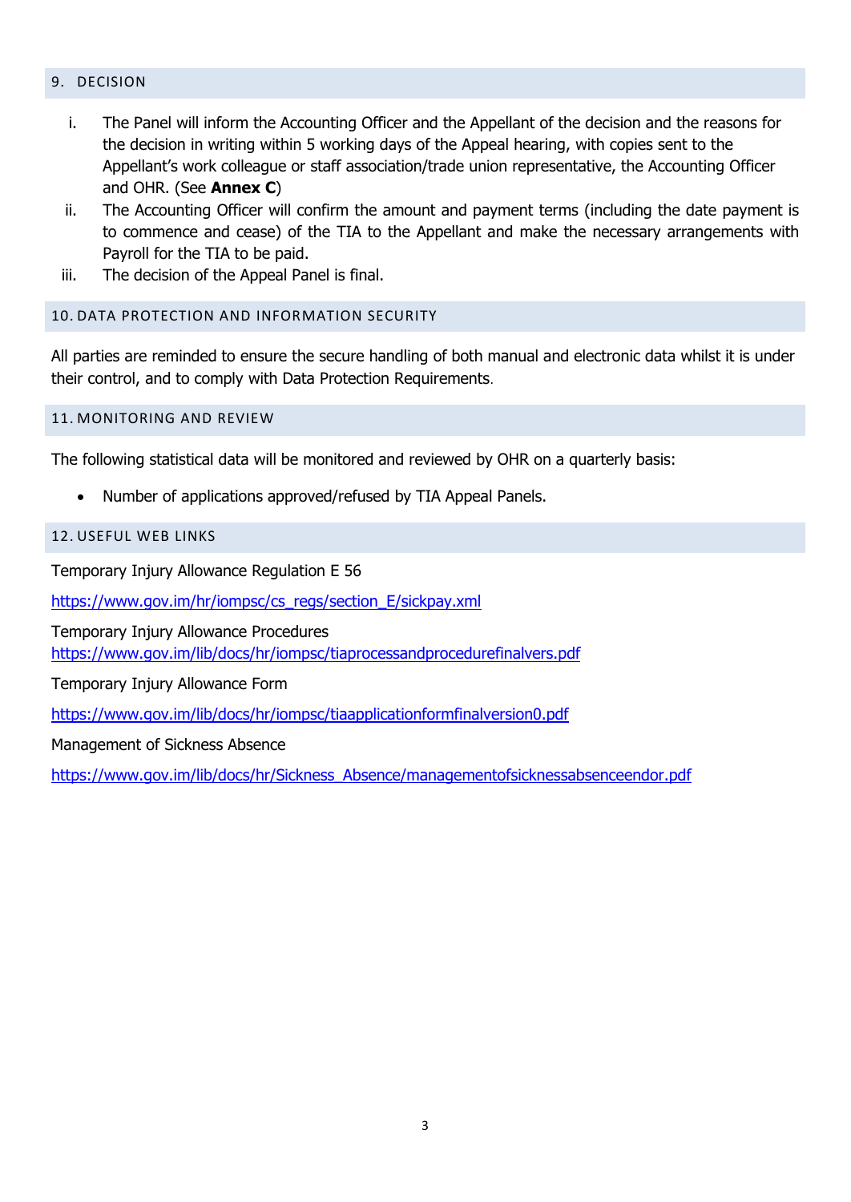## 9. DECISION

i. The Panel will inform the Accounting Officer and the Appellant of the decision and the reasons for the decision in writing within 5 working days of the Appeal hearing, with copies sent to the Appellant's work colleague or staff association/trade union representative, the Accounting Officer and OHR. (See **Annex C**)

ii. The Accounting Officer will confirm the amount and payment terms (including the date payment is to commence and cease) of the TIA to the Appellant and make the necessary arrangements with Payroll for the TIA to be paid.

iii. The decision of the Appeal Panel is final.

## 10. DATA PROTECTION AND INFORMATION SECURITY

All parties are reminded to ensure the secure handling of both manual and electronic data whilst it is under their control, and to comply with Data Protection Requirements.

## 11. MONITORING AND REVIEW

The following statistical data will be monitored and reviewed by OHR on a quarterly basis:

- Number of applications approved/refused by TIA Appeal Panels.

## 12. USEFUL WEB LINKS

Temporary Injury Allowance Regulation E 56

https://www.gov.im/hr/iompsc/cs_regs/section_E/sickpay.xml

Temporary Injury Allowance Procedures
https://www.gov.im/lib/docs/hr/iompsc/tiaprocessandprocedurefinalvers.pdf

Temporary Injury Allowance Form

https://www.gov.im/lib/docs/hr/iompsc/tiaapplicationformfinalversion0.pdf

Management of Sickness Absence

https://www.gov.im/lib/docs/hr/Sickness_Absence/managementofsicknessabsenceendor.pdf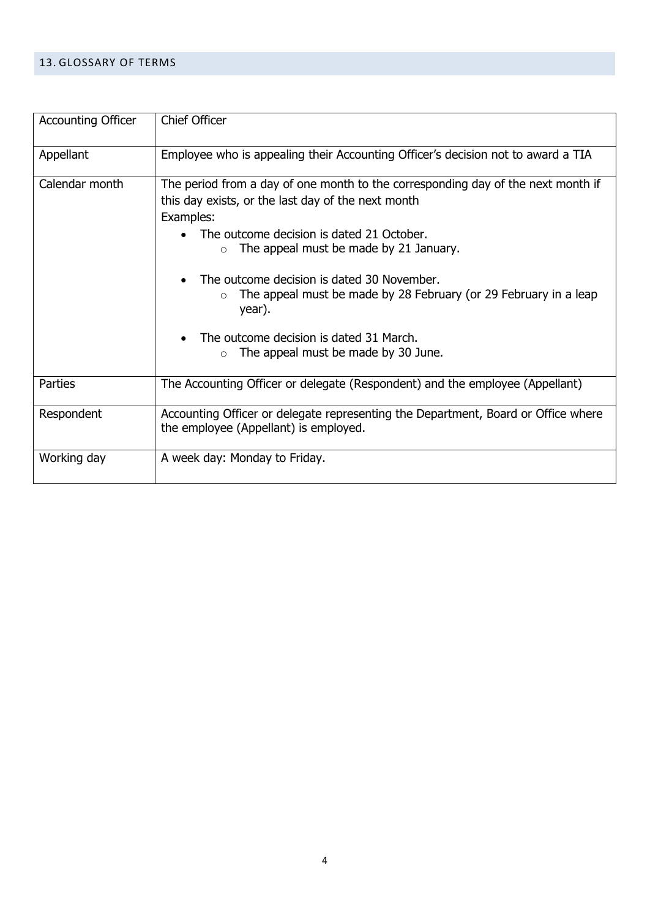## 13. GLOSSARY OF TERMS

| | |
|---|---|
| Accounting Officer | Chief Officer |
| Appellant | Employee who is appealing their Accounting Officer's decision not to award a TIA |
| Calendar month | The period from a day of one month to the corresponding day of the next month if this day exists, or the last day of the next month<br>Examples:<br>• The outcome decision is dated 21 October.<br>&nbsp;&nbsp;&nbsp;&nbsp;○ The appeal must be made by 21 January.<br>• The outcome decision is dated 30 November.<br>&nbsp;&nbsp;&nbsp;&nbsp;○ The appeal must be made by 28 February (or 29 February in a leap year).<br>• The outcome decision is dated 31 March.<br>&nbsp;&nbsp;&nbsp;&nbsp;○ The appeal must be made by 30 June. |
| Parties | The Accounting Officer or delegate (Respondent) and the employee (Appellant) |
| Respondent | Accounting Officer or delegate representing the Department, Board or Office where the employee (Appellant) is employed. |
| Working day | A week day: Monday to Friday. |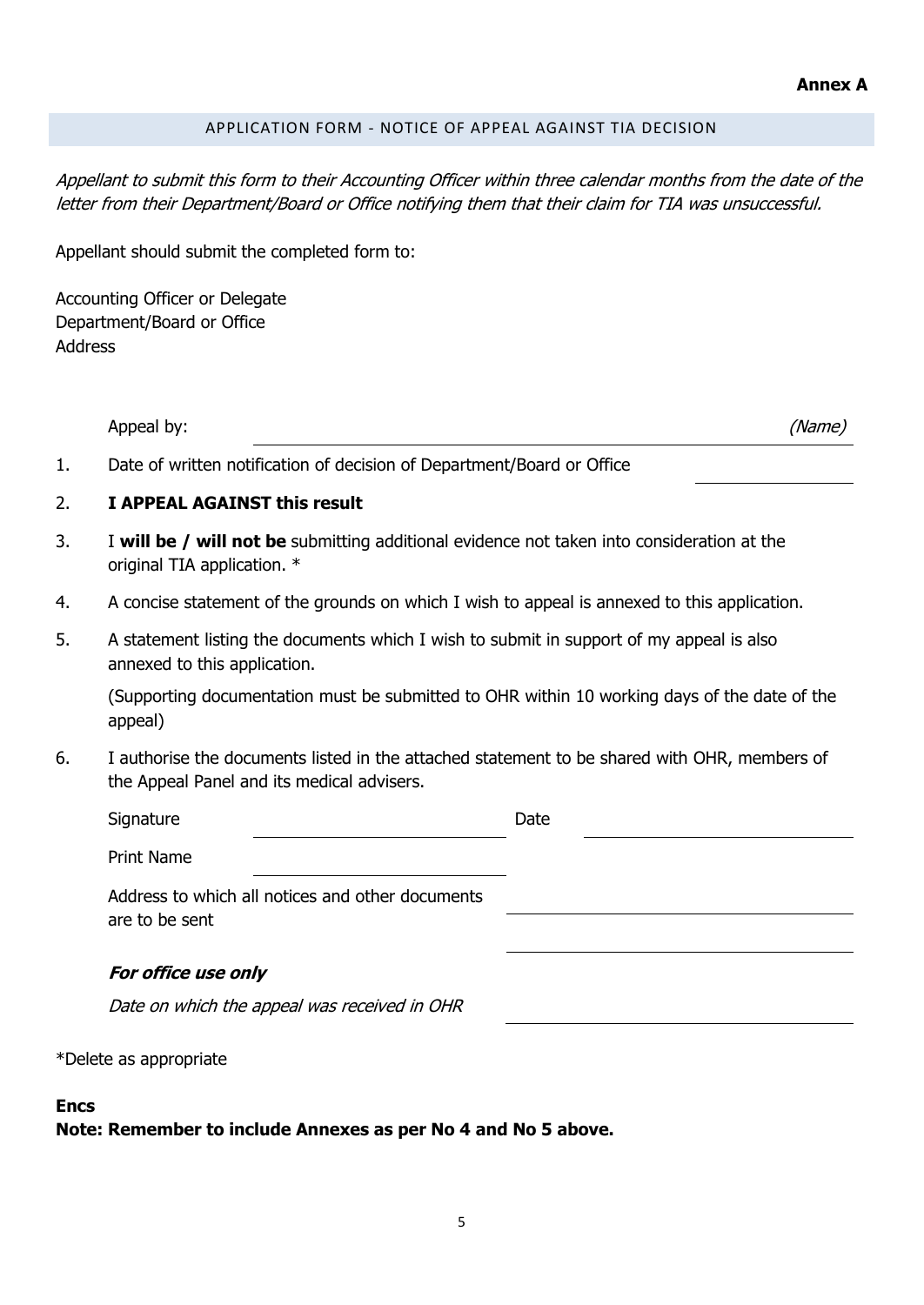**Annex A**

## APPLICATION FORM - NOTICE OF APPEAL AGAINST TIA DECISION

*Appellant to submit this form to their Accounting Officer within three calendar months from the date of the letter from their Department/Board or Office notifying them that their claim for TIA was unsuccessful.*

Appellant should submit the completed form to:

Accounting Officer or Delegate
Department/Board or Office
Address

Appeal by: ______________________________ *(Name)*

1. Date of written notification of decision of Department/Board or Office ____________

2. **I APPEAL AGAINST this result**

3. I **will be / will not be** submitting additional evidence not taken into consideration at the original TIA application. *

4. A concise statement of the grounds on which I wish to appeal is annexed to this application.

5. A statement listing the documents which I wish to submit in support of my appeal is also annexed to this application.

   (Supporting documentation must be submitted to OHR within 10 working days of the date of the appeal)

6. I authorise the documents listed in the attached statement to be shared with OHR, members of the Appeal Panel and its medical advisers.

Signature ____________________ Date ____________________

Print Name ____________________

Address to which all notices and other documents are to be sent ____________________

____________________

***For office use only***

*Date on which the appeal was received in OHR* ____________________

*Delete as appropriate

**Encs**

**Note: Remember to include Annexes as per No 4 and No 5 above.**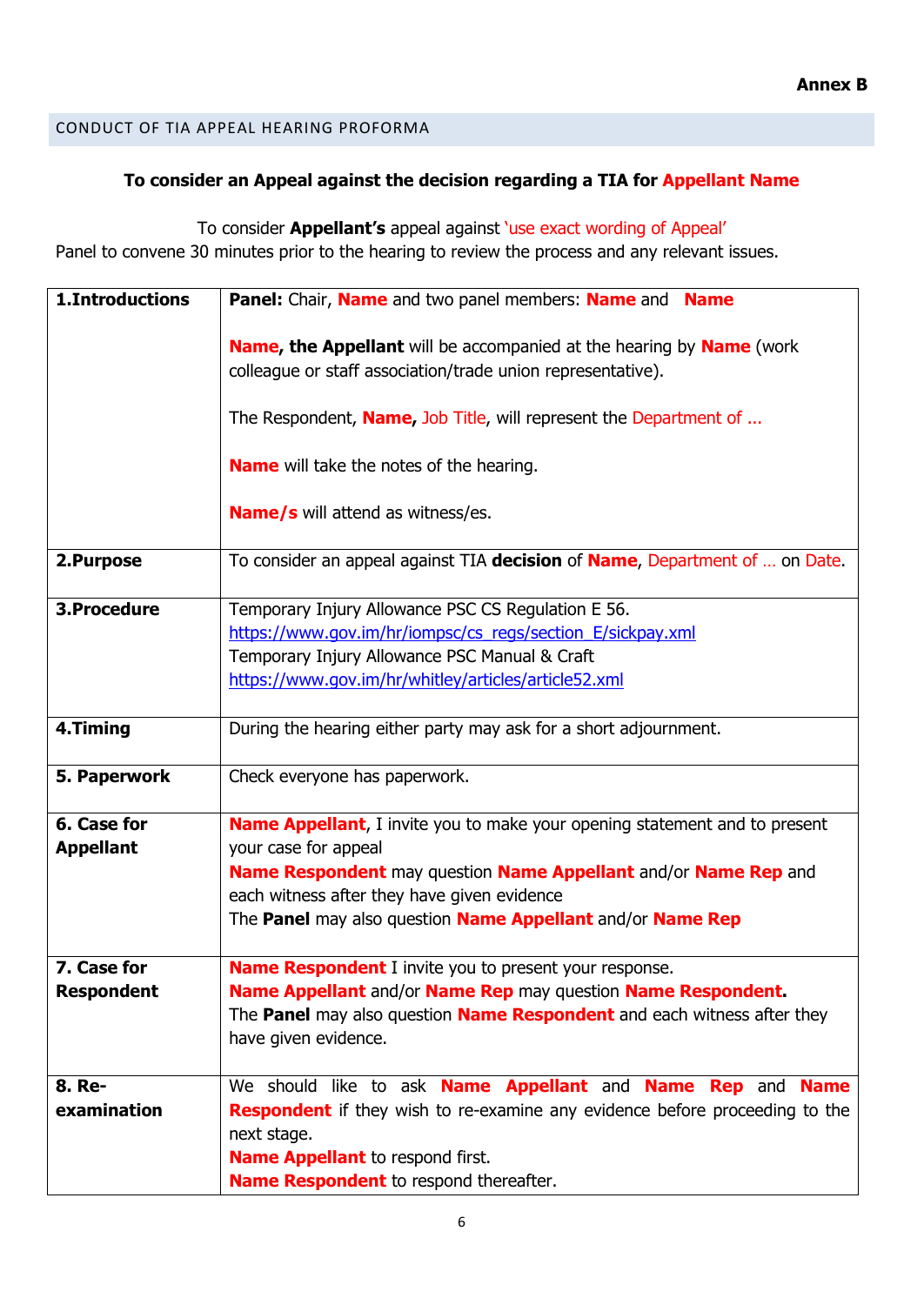**Annex B**

## CONDUCT OF TIA APPEAL HEARING PROFORMA

**To consider an Appeal against the decision regarding a TIA for Appellant Name**

To consider **Appellant's** appeal against 'use exact wording of Appeal'
Panel to convene 30 minutes prior to the hearing to review the process and any relevant issues.

| | |
|---|---|
| **1.Introductions** | **Panel:** Chair, **Name** and two panel members: **Name** and **Name**<br><br>**Name, the Appellant** will be accompanied at the hearing by **Name** (work colleague or staff association/trade union representative).<br><br>The Respondent, **Name,** Job Title, will represent the Department of ...<br><br>**Name** will take the notes of the hearing.<br><br>**Name/s** will attend as witness/es. |
| **2.Purpose** | To consider an appeal against TIA **decision** of **Name**, Department of ... on Date. |
| **3.Procedure** | Temporary Injury Allowance PSC CS Regulation E 56.<br>https://www.gov.im/hr/iompsc/cs_regs/section_E/sickpay.xml<br>Temporary Injury Allowance PSC Manual & Craft<br>https://www.gov.im/hr/whitley/articles/article52.xml |
| **4.Timing** | During the hearing either party may ask for a short adjournment. |
| **5. Paperwork** | Check everyone has paperwork. |
| **6. Case for Appellant** | **Name Appellant**, I invite you to make your opening statement and to present your case for appeal<br>**Name Respondent** may question **Name Appellant** and/or **Name Rep** and each witness after they have given evidence<br>The **Panel** may also question **Name Appellant** and/or **Name Rep** |
| **7. Case for Respondent** | **Name Respondent** I invite you to present your response.<br>**Name Appellant** and/or **Name Rep** may question **Name Respondent.**<br>The **Panel** may also question **Name Respondent** and each witness after they have given evidence. |
| **8. Re-examination** | We should like to ask **Name Appellant** and **Name Rep** and **Name Respondent** if they wish to re-examine any evidence before proceeding to the next stage.<br>**Name Appellant** to respond first.<br>**Name Respondent** to respond thereafter. |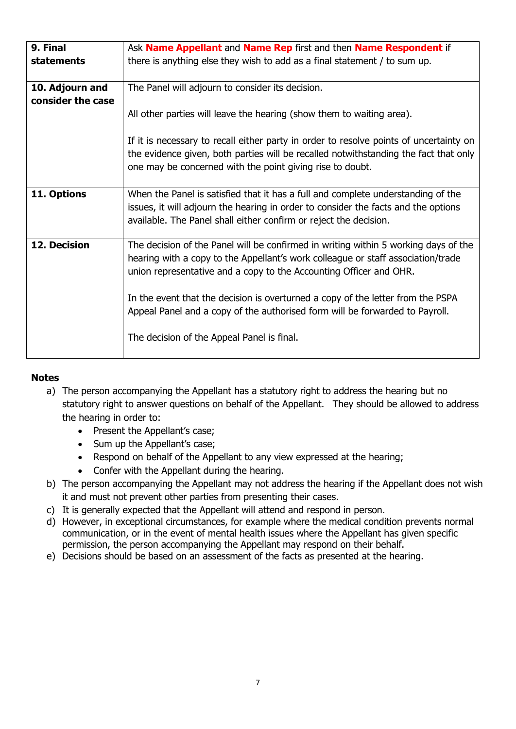| | |
|---|---|
| **9. Final statements** | Ask **Name Appellant** and **Name Rep** first and then **Name Respondent** if there is anything else they wish to add as a final statement / to sum up. |
| **10. Adjourn and consider the case** | The Panel will adjourn to consider its decision.<br><br>All other parties will leave the hearing (show them to waiting area).<br><br>If it is necessary to recall either party in order to resolve points of uncertainty on the evidence given, both parties will be recalled notwithstanding the fact that only one may be concerned with the point giving rise to doubt. |
| **11. Options** | When the Panel is satisfied that it has a full and complete understanding of the issues, it will adjourn the hearing in order to consider the facts and the options available. The Panel shall either confirm or reject the decision. |
| **12. Decision** | The decision of the Panel will be confirmed in writing within 5 working days of the hearing with a copy to the Appellant's work colleague or staff association/trade union representative and a copy to the Accounting Officer and OHR.<br><br>In the event that the decision is overturned a copy of the letter from the PSPA Appeal Panel and a copy of the authorised form will be forwarded to Payroll.<br><br>The decision of the Appeal Panel is final. |

**Notes**

a) The person accompanying the Appellant has a statutory right to address the hearing but no statutory right to answer questions on behalf of the Appellant. They should be allowed to address the hearing in order to:
   - Present the Appellant's case;
   - Sum up the Appellant's case;
   - Respond on behalf of the Appellant to any view expressed at the hearing;
   - Confer with the Appellant during the hearing.

b) The person accompanying the Appellant may not address the hearing if the Appellant does not wish it and must not prevent other parties from presenting their cases.

c) It is generally expected that the Appellant will attend and respond in person.

d) However, in exceptional circumstances, for example where the medical condition prevents normal communication, or in the event of mental health issues where the Appellant has given specific permission, the person accompanying the Appellant may respond on their behalf.

e) Decisions should be based on an assessment of the facts as presented at the hearing.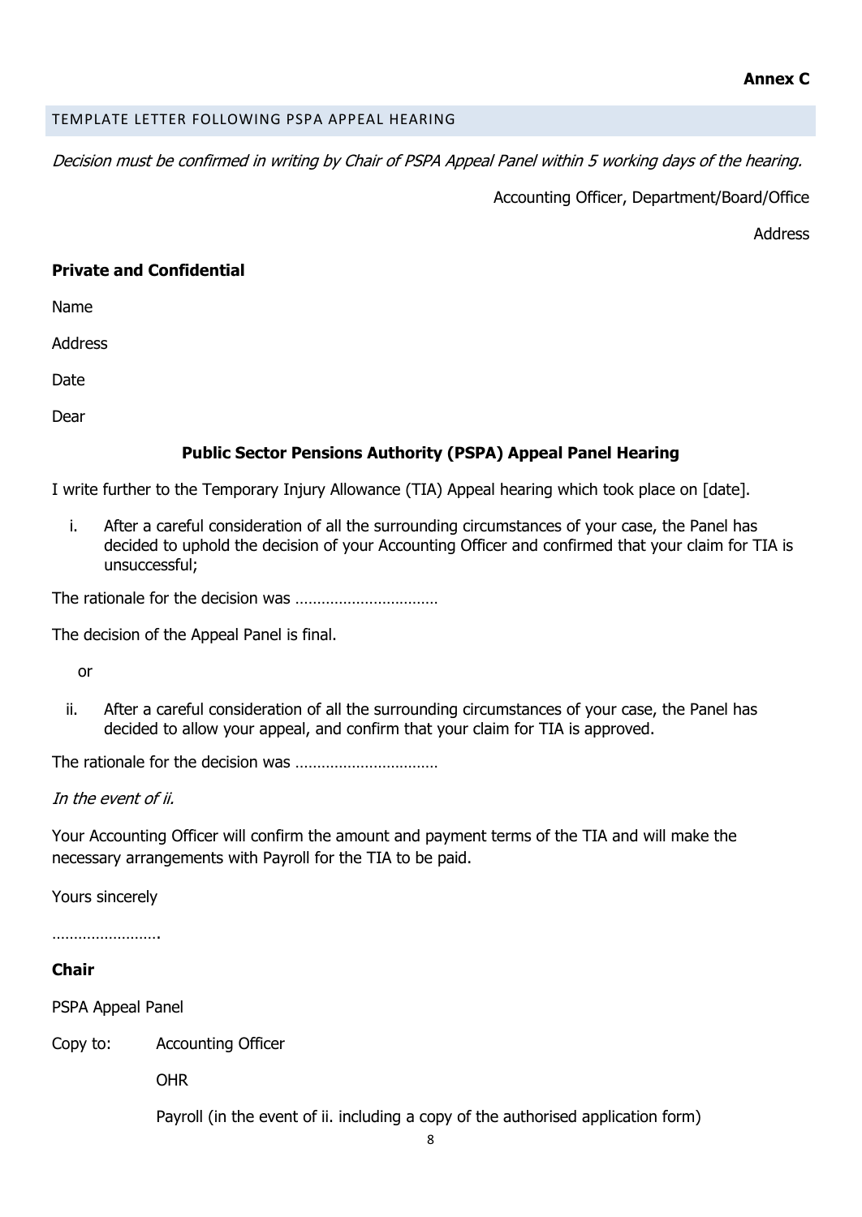**Annex C**

## TEMPLATE LETTER FOLLOWING PSPA APPEAL HEARING

*Decision must be confirmed in writing by Chair of PSPA Appeal Panel within 5 working days of the hearing.*

Accounting Officer, Department/Board/Office

Address

**Private and Confidential**

Name

Address

Date

Dear

**Public Sector Pensions Authority (PSPA) Appeal Panel Hearing**

I write further to the Temporary Injury Allowance (TIA) Appeal hearing which took place on [date].

i. After a careful consideration of all the surrounding circumstances of your case, the Panel has decided to uphold the decision of your Accounting Officer and confirmed that your claim for TIA is unsuccessful;

The rationale for the decision was ……………………………

The decision of the Appeal Panel is final.

or

ii. After a careful consideration of all the surrounding circumstances of your case, the Panel has decided to allow your appeal, and confirm that your claim for TIA is approved.

The rationale for the decision was ……………………………

*In the event of ii.*

Your Accounting Officer will confirm the amount and payment terms of the TIA and will make the necessary arrangements with Payroll for the TIA to be paid.

Yours sincerely

…………………….

**Chair**

PSPA Appeal Panel

Copy to: Accounting Officer

OHR

Payroll (in the event of ii. including a copy of the authorised application form)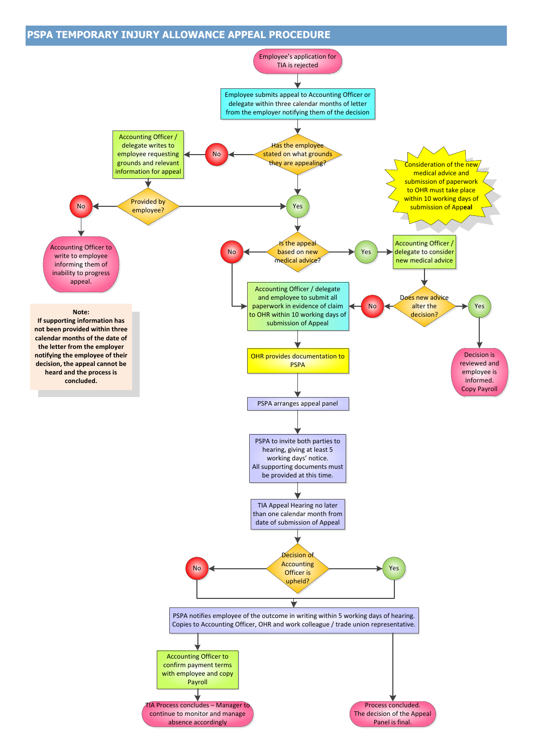## PSPA TEMPORARY INJURY ALLOWANCE APPEAL PROCEDURE

Employee's application for TIA is rejected

Employee submits appeal to Accounting Officer or delegate within three calendar months of letter from the employer notifying them of the decision

Has the employee stated on what grounds they are appealing?

No

Accounting Officer / delegate writes to employee requesting grounds and relevant information for appeal

Provided by employee?

No

Accounting Officer to write to employee informing them of inability to progress appeal.

**Note:**
**If supporting information has not been provided within three calendar months of the date of the letter from the employer notifying the employee of their decision, the appeal cannot be heard and the process is concluded.**

Yes

Consideration of the new medical advice and submission of paperwork to OHR must take place within 10 working days of submission of Appe**al**

Is the appeal based on new medical advice?

Yes

Accounting Officer / delegate to consider new medical advice

Does new advice alter the decision?

Yes

Decision is reviewed and employee is informed. Copy Payroll

No

No

Accounting Officer / delegate and employee to submit all paperwork in evidence of claim to OHR within 10 working days of submission of Appeal

OHR provides documentation to PSPA

PSPA arranges appeal panel

PSPA to invite both parties to hearing, giving at least 5 working days' notice. All supporting documents must be provided at this time.

TIA Appeal Hearing no later than one calendar month from date of submission of Appeal

Decision of Accounting Officer is upheld?

No

Yes

PSPA notifies employee of the outcome in writing within 5 working days of hearing. Copies to Accounting Officer, OHR and work colleague / trade union representative.

Accounting Officer to confirm payment terms with employee and copy Payroll

TIA Process concludes – Manager to continue to monitor and manage absence accordingly

Process concluded. The decision of the Appeal Panel is final.